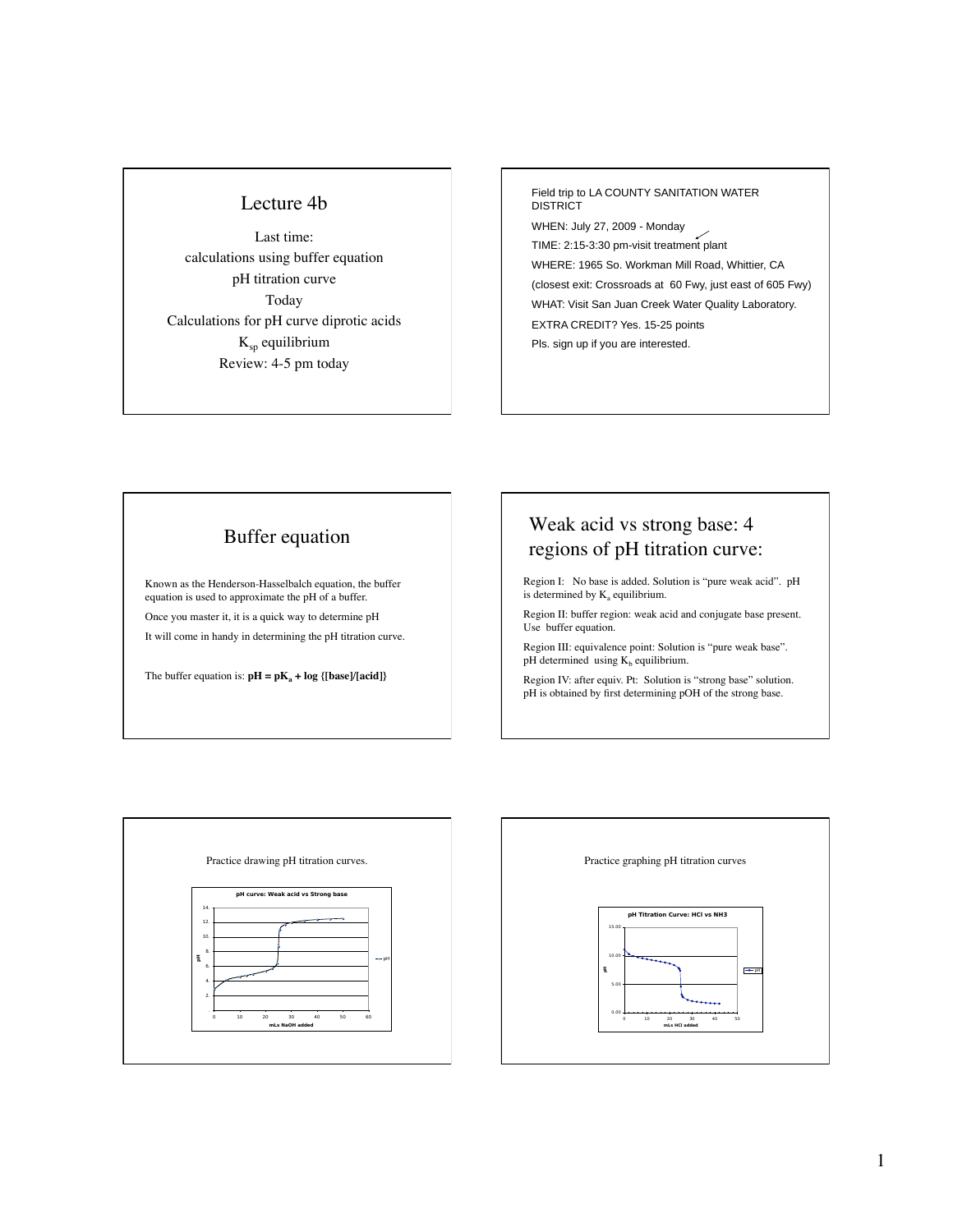# Lecture 4b

Last time:

calculations using buffer equation

pH titration curve

Today

Calculations for pH curve diprotic acids

$K_{sp}$ equilibrium

Review: 4-5 pm today

---

Field trip to LA COUNTY SANITATION WATER DISTRICT

WHEN: July 27, 2009 - Monday

TIME: 2:15-3:30 pm-visit treatment plant

WHERE: 1965 So. Workman Mill Road, Whittier, CA

(closest exit: Crossroads at 60 Fwy, just east of 605 Fwy)

WHAT: Visit San Juan Creek Water Quality Laboratory.

EXTRA CREDIT? Yes. 15-25 points

Pls. sign up if you are interested.

---

## Buffer equation

Known as the Henderson-Hasselbalch equation, the buffer equation is used to approximate the pH of a buffer.

Once you master it, it is a quick way to determine pH

It will come in handy in determining the pH titration curve.

The buffer equation is: $\mathbf{pH = pK_a + \log\{[base]/[acid]\}}$

---

## Weak acid vs strong base: 4 regions of pH titration curve:

Region I: No base is added. Solution is "pure weak acid". pH is determined by $K_a$ equilibrium.

Region II: buffer region: weak acid and conjugate base present. Use buffer equation.

Region III: equivalence point: Solution is "pure weak base". pH determined using $K_b$ equilibrium.

Region IV: after equiv. Pt: Solution is "strong base" solution. pH is obtained by first determining pOH of the strong base.

---

Practice drawing pH titration curves.

**pH curve: Weak acid vs Strong base** (y-axis: pH, 0–14; x-axis: mLs NaOH added, 0–60; legend: pH)

---

Practice graphing pH titration curves

**pH Titration Curve: HCl vs NH3** (y-axis: pH, 0.00–15.00; x-axis: mLs HCl added, 0–50; legend: pH)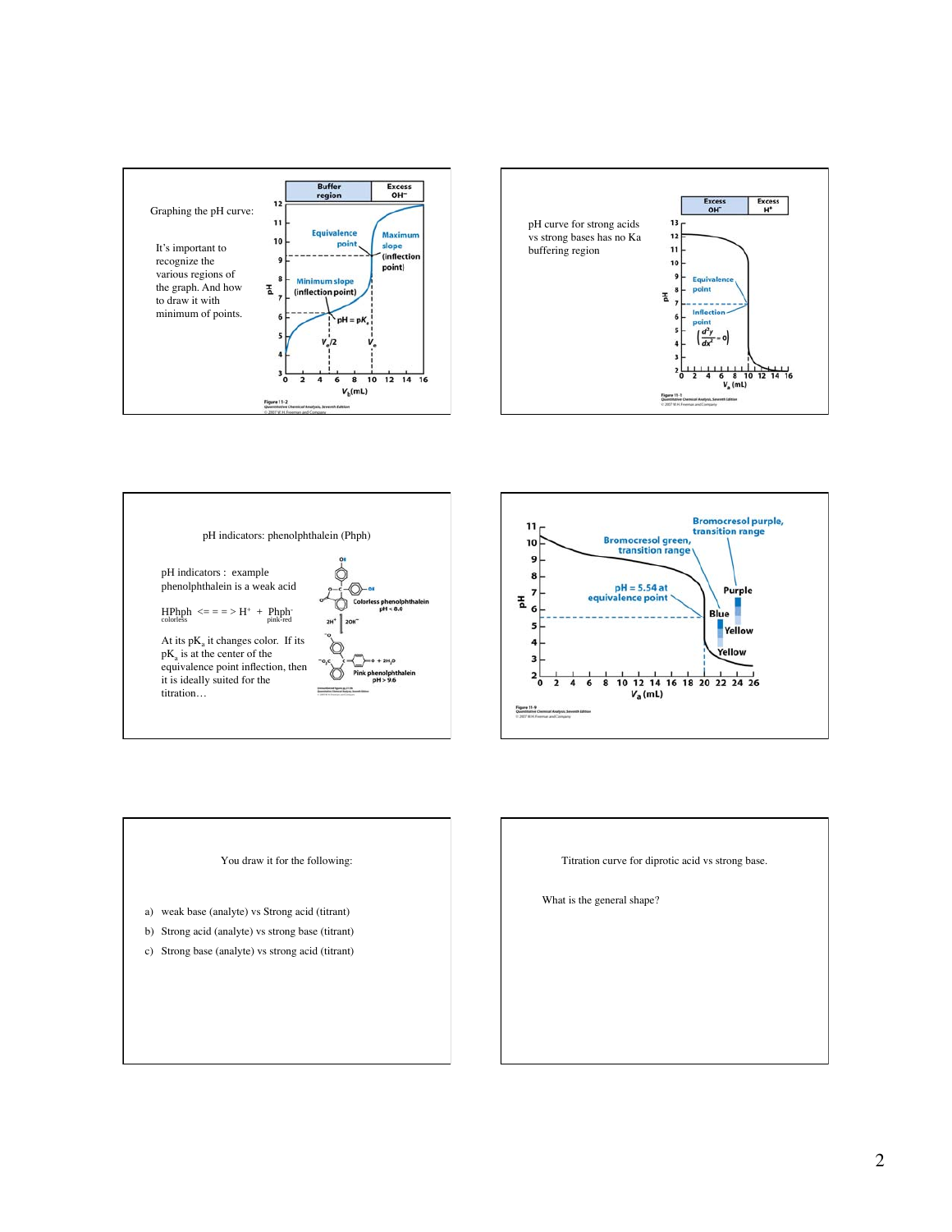Graphing the pH curve:

It's important to recognize the various regions of the graph. And how to draw it with minimum of points.

Buffer region

Excess $OH^-$

Equivalence point

Maximum slope (inflection point)

Minimum slope (inflection point)

pH = p$K_a$

$V_e/2$

$V_e$

pH

$V_b$(mL)

Figure 11-2
Quantitative Chemical Analysis, Seventh Edition
© 2007 W.H. Freeman and Company

---

pH curve for strong acids vs strong bases has no Ka buffering region

Excess $OH^-$

Excess $H^+$

Equivalence point

Inflection point

$\left(\frac{d^2y}{dx^2} = 0\right)$

pH

$V_a$ (mL)

Figure 11-1
Quantitative Chemical Analysis, Seventh Edition
© 2007 W.H. Freeman and Company

---

pH indicators: phenolphthalein (Phph)

pH indicators : example phenolphthalein is a weak acid

HPhph <= = = > $H^+$ + $Phph^-$
colorless pink-red

At its p$K_a$ it changes color. If its p$K_a$ is at the center of the equivalence point inflection, then it is ideally suited for the titration…

Colorless phenolphthalein
pH < 8.0

$2H^+$ $2OH^-$

Pink phenolphthalein
pH > 9.6

---

Bromocresol purple, transition range

Bromocresol green, transition range

pH = 5.54 at equivalence point

Purple

Blue

Yellow

Yellow

pH

$V_a$ (mL)

Figure 11-9
Quantitative Chemical Analysis, Seventh Edition
© 2007 W.H. Freeman and Company

---

You draw it for the following:

a) weak base (analyte) vs Strong acid (titrant)
b) Strong acid (analyte) vs strong base (titrant)
c) Strong base (analyte) vs strong acid (titrant)

---

Titration curve for diprotic acid vs strong base.

What is the general shape?